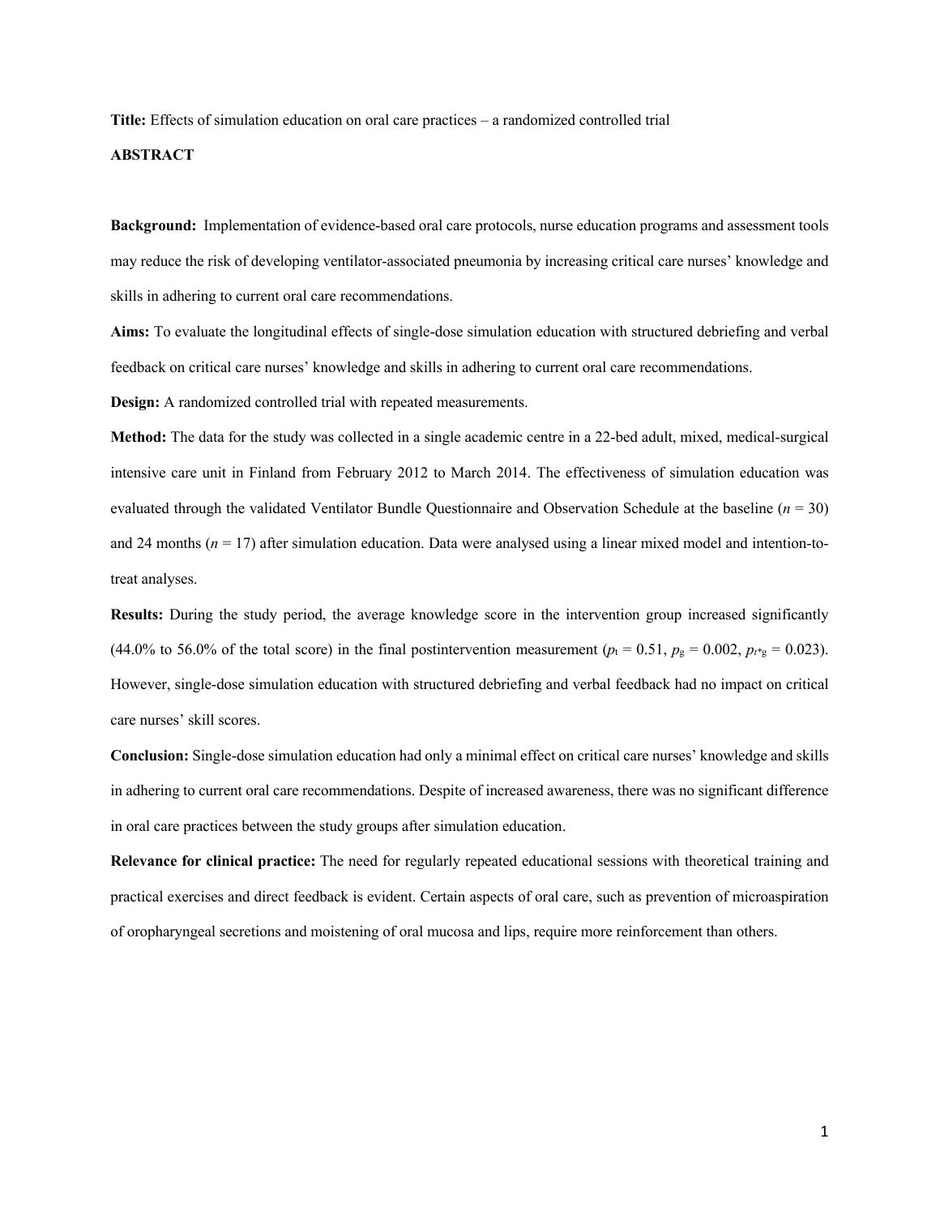**Title:** Effects of simulation education on oral care practices – a randomized controlled trial

## ABSTRACT

**Background:** Implementation of evidence-based oral care protocols, nurse education programs and assessment tools may reduce the risk of developing ventilator-associated pneumonia by increasing critical care nurses' knowledge and skills in adhering to current oral care recommendations.

**Aims:** To evaluate the longitudinal effects of single-dose simulation education with structured debriefing and verbal feedback on critical care nurses' knowledge and skills in adhering to current oral care recommendations.

**Design:** A randomized controlled trial with repeated measurements.

**Method:** The data for the study was collected in a single academic centre in a 22-bed adult, mixed, medical-surgical intensive care unit in Finland from February 2012 to March 2014. The effectiveness of simulation education was evaluated through the validated Ventilator Bundle Questionnaire and Observation Schedule at the baseline ($n$ = 30) and 24 months ($n$ = 17) after simulation education. Data were analysed using a linear mixed model and intention-to-treat analyses.

**Results:** During the study period, the average knowledge score in the intervention group increased significantly (44.0% to 56.0% of the total score) in the final postintervention measurement ($p_t$ = 0.51, $p_g$ = 0.002, $p_{t*g}$ = 0.023). However, single-dose simulation education with structured debriefing and verbal feedback had no impact on critical care nurses' skill scores.

**Conclusion:** Single-dose simulation education had only a minimal effect on critical care nurses' knowledge and skills in adhering to current oral care recommendations. Despite of increased awareness, there was no significant difference in oral care practices between the study groups after simulation education.

**Relevance for clinical practice:** The need for regularly repeated educational sessions with theoretical training and practical exercises and direct feedback is evident. Certain aspects of oral care, such as prevention of microaspiration of oropharyngeal secretions and moistening of oral mucosa and lips, require more reinforcement than others.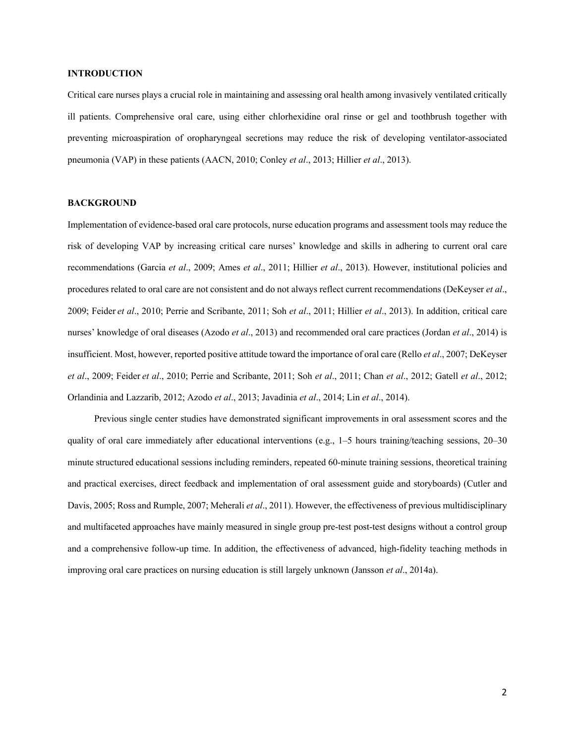## INTRODUCTION

Critical care nurses plays a crucial role in maintaining and assessing oral health among invasively ventilated critically ill patients. Comprehensive oral care, using either chlorhexidine oral rinse or gel and toothbrush together with preventing microaspiration of oropharyngeal secretions may reduce the risk of developing ventilator-associated pneumonia (VAP) in these patients (AACN, 2010; Conley *et al*., 2013; Hillier *et al*., 2013).

## BACKGROUND

Implementation of evidence-based oral care protocols, nurse education programs and assessment tools may reduce the risk of developing VAP by increasing critical care nurses' knowledge and skills in adhering to current oral care recommendations (Garcia *et al*., 2009; Ames *et al*., 2011; Hillier *et al*., 2013). However, institutional policies and procedures related to oral care are not consistent and do not always reflect current recommendations (DeKeyser *et al*., 2009; Feider *et al*., 2010; Perrie and Scribante, 2011; Soh *et al*., 2011; Hillier *et al*., 2013). In addition, critical care nurses' knowledge of oral diseases (Azodo *et al*., 2013) and recommended oral care practices (Jordan *et al*., 2014) is insufficient. Most, however, reported positive attitude toward the importance of oral care (Rello *et al*., 2007; DeKeyser *et al*., 2009; Feider *et al*., 2010; Perrie and Scribante, 2011; Soh *et al*., 2011; Chan *et al*., 2012; Gatell *et al*., 2012; Orlandinia and Lazzarib, 2012; Azodo *et al*., 2013; Javadinia *et al*., 2014; Lin *et al*., 2014).

Previous single center studies have demonstrated significant improvements in oral assessment scores and the quality of oral care immediately after educational interventions (e.g., 1–5 hours training/teaching sessions, 20–30 minute structured educational sessions including reminders, repeated 60-minute training sessions, theoretical training and practical exercises, direct feedback and implementation of oral assessment guide and storyboards) (Cutler and Davis, 2005; Ross and Rumple, 2007; Meherali *et al*., 2011). However, the effectiveness of previous multidisciplinary and multifaceted approaches have mainly measured in single group pre-test post-test designs without a control group and a comprehensive follow-up time. In addition, the effectiveness of advanced, high-fidelity teaching methods in improving oral care practices on nursing education is still largely unknown (Jansson *et al*., 2014a).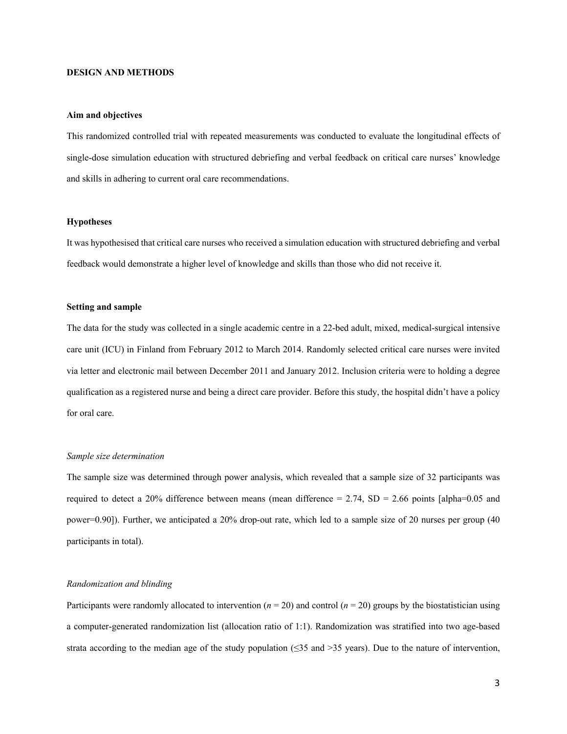## DESIGN AND METHODS

### Aim and objectives

This randomized controlled trial with repeated measurements was conducted to evaluate the longitudinal effects of single-dose simulation education with structured debriefing and verbal feedback on critical care nurses' knowledge and skills in adhering to current oral care recommendations.

### Hypotheses

It was hypothesised that critical care nurses who received a simulation education with structured debriefing and verbal feedback would demonstrate a higher level of knowledge and skills than those who did not receive it.

### Setting and sample

The data for the study was collected in a single academic centre in a 22-bed adult, mixed, medical-surgical intensive care unit (ICU) in Finland from February 2012 to March 2014. Randomly selected critical care nurses were invited via letter and electronic mail between December 2011 and January 2012. Inclusion criteria were to holding a degree qualification as a registered nurse and being a direct care provider. Before this study, the hospital didn't have a policy for oral care.

#### *Sample size determination*

The sample size was determined through power analysis, which revealed that a sample size of 32 participants was required to detect a 20% difference between means (mean difference = 2.74, SD = 2.66 points [alpha=0.05 and power=0.90]). Further, we anticipated a 20% drop-out rate, which led to a sample size of 20 nurses per group (40 participants in total).

#### *Randomization and blinding*

Participants were randomly allocated to intervention ($n$ = 20) and control ($n$ = 20) groups by the biostatistician using a computer-generated randomization list (allocation ratio of 1:1). Randomization was stratified into two age-based strata according to the median age of the study population (≤35 and >35 years). Due to the nature of intervention,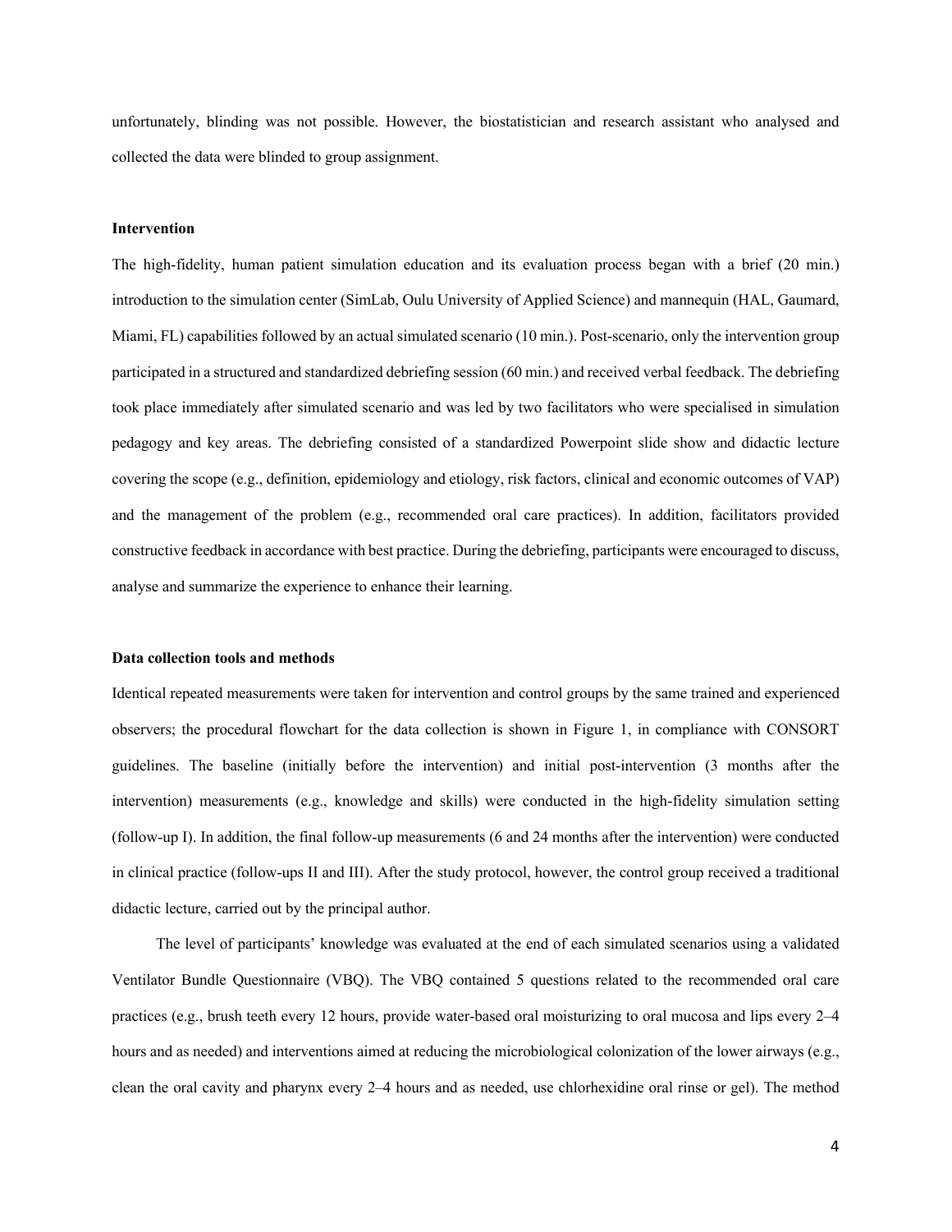unfortunately, blinding was not possible. However, the biostatistician and research assistant who analysed and collected the data were blinded to group assignment.

### Intervention

The high-fidelity, human patient simulation education and its evaluation process began with a brief (20 min.) introduction to the simulation center (SimLab, Oulu University of Applied Science) and mannequin (HAL, Gaumard, Miami, FL) capabilities followed by an actual simulated scenario (10 min.). Post-scenario, only the intervention group participated in a structured and standardized debriefing session (60 min.) and received verbal feedback. The debriefing took place immediately after simulated scenario and was led by two facilitators who were specialised in simulation pedagogy and key areas. The debriefing consisted of a standardized Powerpoint slide show and didactic lecture covering the scope (e.g., definition, epidemiology and etiology, risk factors, clinical and economic outcomes of VAP) and the management of the problem (e.g., recommended oral care practices). In addition, facilitators provided constructive feedback in accordance with best practice. During the debriefing, participants were encouraged to discuss, analyse and summarize the experience to enhance their learning.

### Data collection tools and methods

Identical repeated measurements were taken for intervention and control groups by the same trained and experienced observers; the procedural flowchart for the data collection is shown in Figure 1, in compliance with CONSORT guidelines. The baseline (initially before the intervention) and initial post-intervention (3 months after the intervention) measurements (e.g., knowledge and skills) were conducted in the high-fidelity simulation setting (follow-up I). In addition, the final follow-up measurements (6 and 24 months after the intervention) were conducted in clinical practice (follow-ups II and III). After the study protocol, however, the control group received a traditional didactic lecture, carried out by the principal author.

The level of participants' knowledge was evaluated at the end of each simulated scenarios using a validated Ventilator Bundle Questionnaire (VBQ). The VBQ contained 5 questions related to the recommended oral care practices (e.g., brush teeth every 12 hours, provide water-based oral moisturizing to oral mucosa and lips every 2–4 hours and as needed) and interventions aimed at reducing the microbiological colonization of the lower airways (e.g., clean the oral cavity and pharynx every 2–4 hours and as needed, use chlorhexidine oral rinse or gel). The method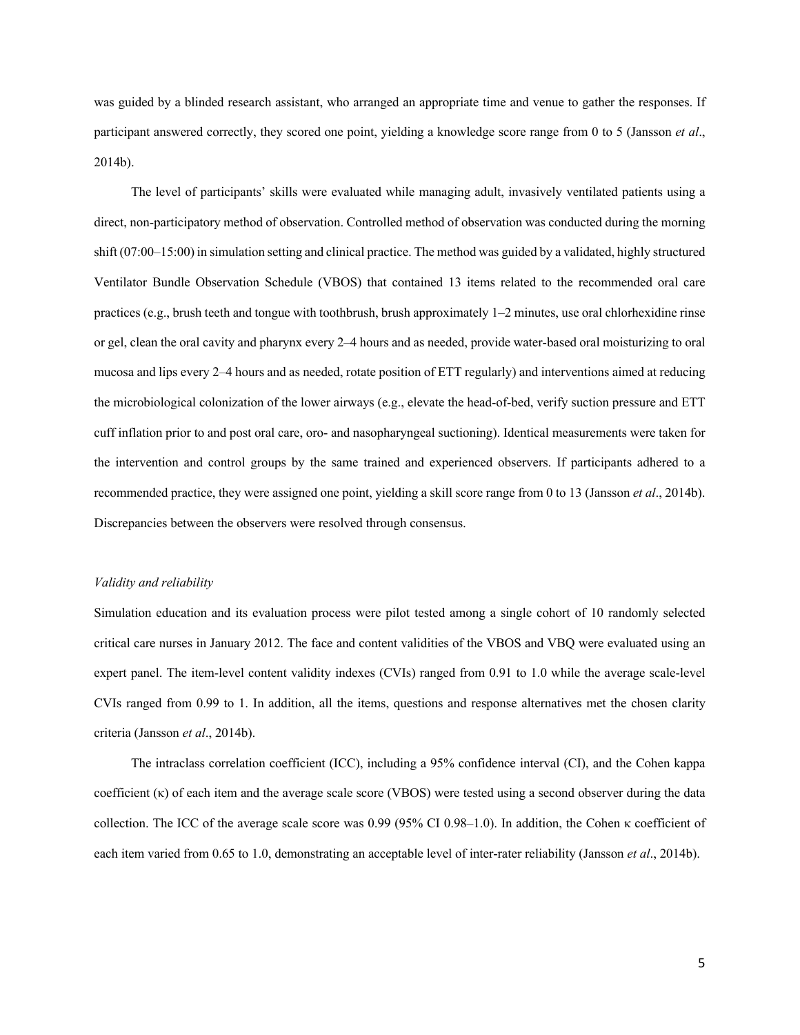was guided by a blinded research assistant, who arranged an appropriate time and venue to gather the responses. If participant answered correctly, they scored one point, yielding a knowledge score range from 0 to 5 (Jansson *et al*., 2014b).

The level of participants' skills were evaluated while managing adult, invasively ventilated patients using a direct, non-participatory method of observation. Controlled method of observation was conducted during the morning shift (07:00–15:00) in simulation setting and clinical practice. The method was guided by a validated, highly structured Ventilator Bundle Observation Schedule (VBOS) that contained 13 items related to the recommended oral care practices (e.g., brush teeth and tongue with toothbrush, brush approximately 1–2 minutes, use oral chlorhexidine rinse or gel, clean the oral cavity and pharynx every 2–4 hours and as needed, provide water-based oral moisturizing to oral mucosa and lips every 2–4 hours and as needed, rotate position of ETT regularly) and interventions aimed at reducing the microbiological colonization of the lower airways (e.g., elevate the head-of-bed, verify suction pressure and ETT cuff inflation prior to and post oral care, oro- and nasopharyngeal suctioning). Identical measurements were taken for the intervention and control groups by the same trained and experienced observers. If participants adhered to a recommended practice, they were assigned one point, yielding a skill score range from 0 to 13 (Jansson *et al*., 2014b). Discrepancies between the observers were resolved through consensus.

*Validity and reliability*

Simulation education and its evaluation process were pilot tested among a single cohort of 10 randomly selected critical care nurses in January 2012. The face and content validities of the VBOS and VBQ were evaluated using an expert panel. The item-level content validity indexes (CVIs) ranged from 0.91 to 1.0 while the average scale-level CVIs ranged from 0.99 to 1. In addition, all the items, questions and response alternatives met the chosen clarity criteria (Jansson *et al*., 2014b).

The intraclass correlation coefficient (ICC), including a 95% confidence interval (CI), and the Cohen kappa coefficient ($\kappa$) of each item and the average scale score (VBOS) were tested using a second observer during the data collection. The ICC of the average scale score was 0.99 (95% CI 0.98–1.0). In addition, the Cohen $\kappa$ coefficient of each item varied from 0.65 to 1.0, demonstrating an acceptable level of inter-rater reliability (Jansson *et al*., 2014b).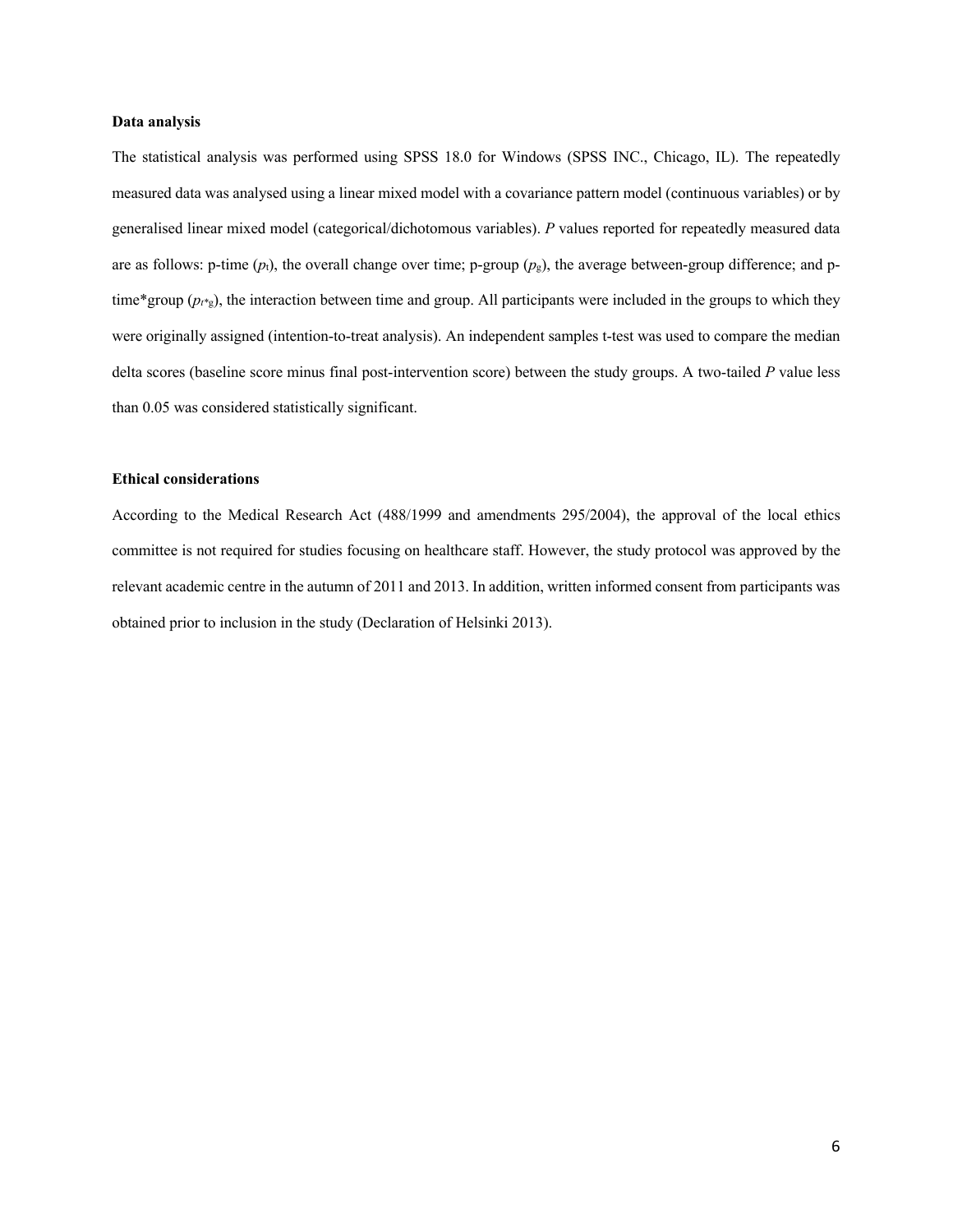**Data analysis**

The statistical analysis was performed using SPSS 18.0 for Windows (SPSS INC., Chicago, IL). The repeatedly measured data was analysed using a linear mixed model with a covariance pattern model (continuous variables) or by generalised linear mixed model (categorical/dichotomous variables). *P* values reported for repeatedly measured data are as follows: p-time ($p_t$), the overall change over time; p-group ($p_g$), the average between-group difference; and p-time*group ($p_{t*g}$), the interaction between time and group. All participants were included in the groups to which they were originally assigned (intention-to-treat analysis). An independent samples t-test was used to compare the median delta scores (baseline score minus final post-intervention score) between the study groups. A two-tailed *P* value less than 0.05 was considered statistically significant.

**Ethical considerations**

According to the Medical Research Act (488/1999 and amendments 295/2004), the approval of the local ethics committee is not required for studies focusing on healthcare staff. However, the study protocol was approved by the relevant academic centre in the autumn of 2011 and 2013. In addition, written informed consent from participants was obtained prior to inclusion in the study (Declaration of Helsinki 2013).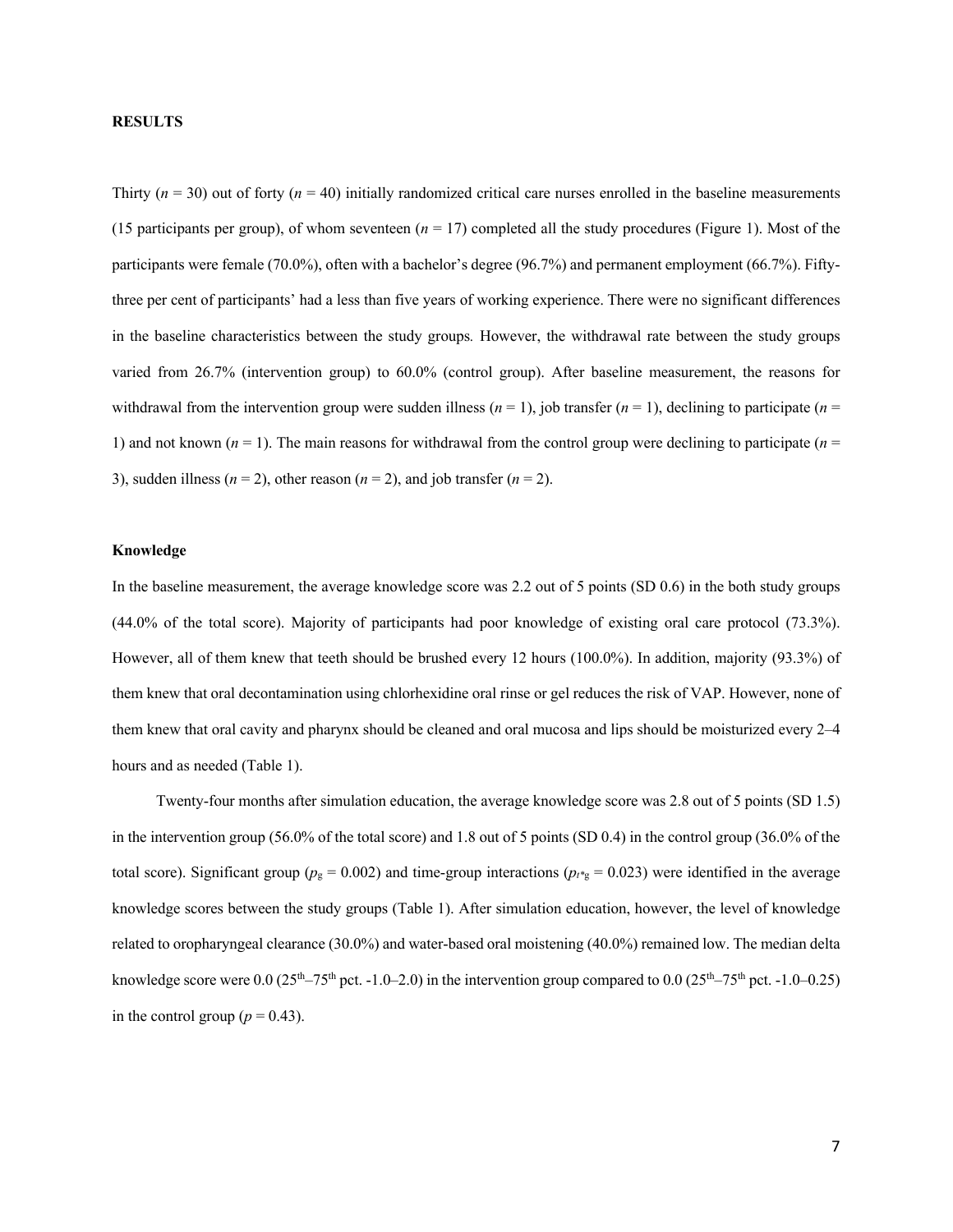**RESULTS**

Thirty ($n$ = 30) out of forty ($n$ = 40) initially randomized critical care nurses enrolled in the baseline measurements (15 participants per group), of whom seventeen ($n$ = 17) completed all the study procedures (Figure 1). Most of the participants were female (70.0%), often with a bachelor's degree (96.7%) and permanent employment (66.7%). Fifty-three per cent of participants' had a less than five years of working experience. There were no significant differences in the baseline characteristics between the study groups. However, the withdrawal rate between the study groups varied from 26.7% (intervention group) to 60.0% (control group). After baseline measurement, the reasons for withdrawal from the intervention group were sudden illness ($n$ = 1), job transfer ($n$ = 1), declining to participate ($n$ = 1) and not known ($n$ = 1). The main reasons for withdrawal from the control group were declining to participate ($n$ = 3), sudden illness ($n$ = 2), other reason ($n$ = 2), and job transfer ($n$ = 2).

**Knowledge**

In the baseline measurement, the average knowledge score was 2.2 out of 5 points (SD 0.6) in the both study groups (44.0% of the total score). Majority of participants had poor knowledge of existing oral care protocol (73.3%). However, all of them knew that teeth should be brushed every 12 hours (100.0%). In addition, majority (93.3%) of them knew that oral decontamination using chlorhexidine oral rinse or gel reduces the risk of VAP. However, none of them knew that oral cavity and pharynx should be cleaned and oral mucosa and lips should be moisturized every 2–4 hours and as needed (Table 1).

Twenty-four months after simulation education, the average knowledge score was 2.8 out of 5 points (SD 1.5) in the intervention group (56.0% of the total score) and 1.8 out of 5 points (SD 0.4) in the control group (36.0% of the total score). Significant group ($p_g$ = 0.002) and time-group interactions ($p_{t*g}$ = 0.023) were identified in the average knowledge scores between the study groups (Table 1). After simulation education, however, the level of knowledge related to oropharyngeal clearance (30.0%) and water-based oral moistening (40.0%) remained low. The median delta knowledge score were 0.0 (25$^{th}$–75$^{th}$ pct. -1.0–2.0) in the intervention group compared to 0.0 (25$^{th}$–75$^{th}$ pct. -1.0–0.25) in the control group ($p$ = 0.43).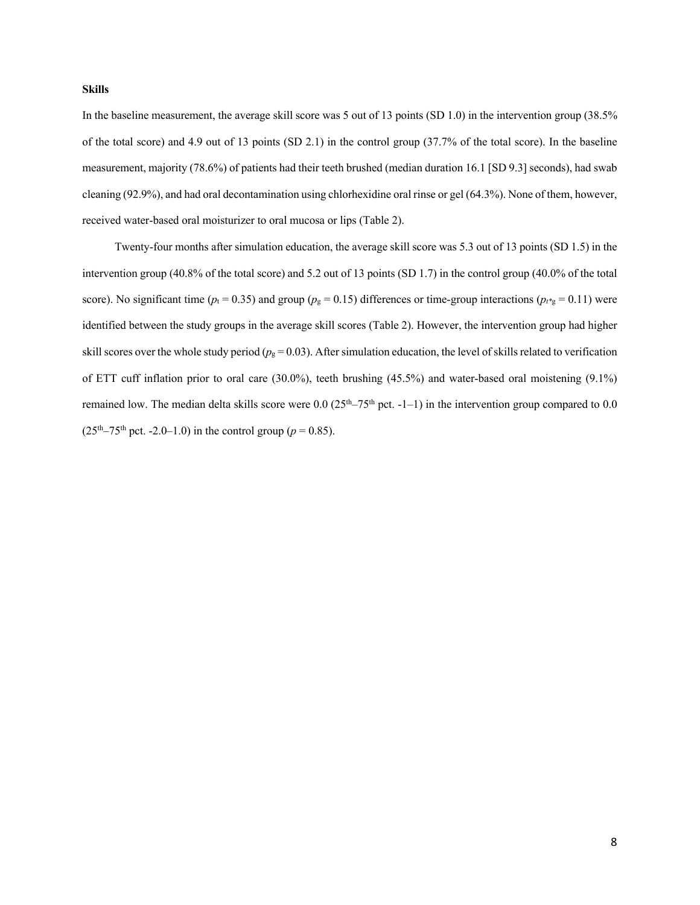**Skills**

In the baseline measurement, the average skill score was 5 out of 13 points (SD 1.0) in the intervention group (38.5% of the total score) and 4.9 out of 13 points (SD 2.1) in the control group (37.7% of the total score). In the baseline measurement, majority (78.6%) of patients had their teeth brushed (median duration 16.1 [SD 9.3] seconds), had swab cleaning (92.9%), and had oral decontamination using chlorhexidine oral rinse or gel (64.3%). None of them, however, received water-based oral moisturizer to oral mucosa or lips (Table 2).

Twenty-four months after simulation education, the average skill score was 5.3 out of 13 points (SD 1.5) in the intervention group (40.8% of the total score) and 5.2 out of 13 points (SD 1.7) in the control group (40.0% of the total score). No significant time ($p_t = 0.35$) and group ($p_g = 0.15$) differences or time-group interactions ($p_{t*g} = 0.11$) were identified between the study groups in the average skill scores (Table 2). However, the intervention group had higher skill scores over the whole study period ($p_g = 0.03$). After simulation education, the level of skills related to verification of ETT cuff inflation prior to oral care (30.0%), teeth brushing (45.5%) and water-based oral moistening (9.1%) remained low. The median delta skills score were 0.0 ($25^{th}$–$75^{th}$ pct. -1–1) in the intervention group compared to 0.0 ($25^{th}$–$75^{th}$ pct. -2.0–1.0) in the control group ($p = 0.85$).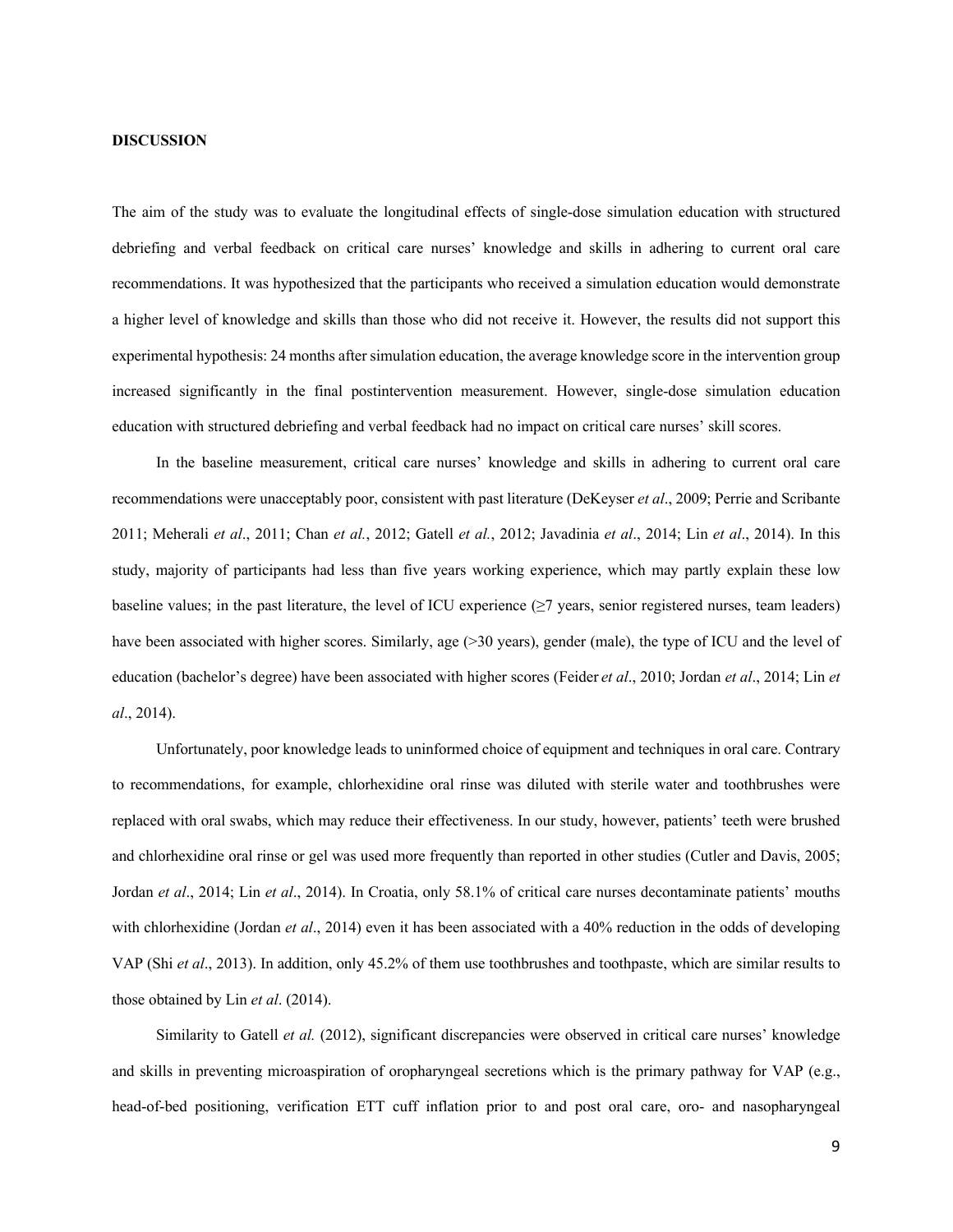**DISCUSSION**

The aim of the study was to evaluate the longitudinal effects of single-dose simulation education with structured debriefing and verbal feedback on critical care nurses' knowledge and skills in adhering to current oral care recommendations. It was hypothesized that the participants who received a simulation education would demonstrate a higher level of knowledge and skills than those who did not receive it. However, the results did not support this experimental hypothesis: 24 months after simulation education, the average knowledge score in the intervention group increased significantly in the final postintervention measurement. However, single-dose simulation education education with structured debriefing and verbal feedback had no impact on critical care nurses' skill scores.

In the baseline measurement, critical care nurses' knowledge and skills in adhering to current oral care recommendations were unacceptably poor, consistent with past literature (DeKeyser *et al*., 2009; Perrie and Scribante 2011; Meherali *et al*., 2011; Chan *et al.*, 2012; Gatell *et al.*, 2012; Javadinia *et al*., 2014; Lin *et al*., 2014). In this study, majority of participants had less than five years working experience, which may partly explain these low baseline values; in the past literature, the level of ICU experience (≥7 years, senior registered nurses, team leaders) have been associated with higher scores. Similarly, age (>30 years), gender (male), the type of ICU and the level of education (bachelor's degree) have been associated with higher scores (Feider *et al*., 2010; Jordan *et al*., 2014; Lin *et al*., 2014).

Unfortunately, poor knowledge leads to uninformed choice of equipment and techniques in oral care. Contrary to recommendations, for example, chlorhexidine oral rinse was diluted with sterile water and toothbrushes were replaced with oral swabs, which may reduce their effectiveness. In our study, however, patients' teeth were brushed and chlorhexidine oral rinse or gel was used more frequently than reported in other studies (Cutler and Davis, 2005; Jordan *et al*., 2014; Lin *et al*., 2014). In Croatia, only 58.1% of critical care nurses decontaminate patients' mouths with chlorhexidine (Jordan *et al*., 2014) even it has been associated with a 40% reduction in the odds of developing VAP (Shi *et al*., 2013). In addition, only 45.2% of them use toothbrushes and toothpaste, which are similar results to those obtained by Lin *et al*. (2014).

Similarity to Gatell *et al.* (2012), significant discrepancies were observed in critical care nurses' knowledge and skills in preventing microaspiration of oropharyngeal secretions which is the primary pathway for VAP (e.g., head-of-bed positioning, verification ETT cuff inflation prior to and post oral care, oro- and nasopharyngeal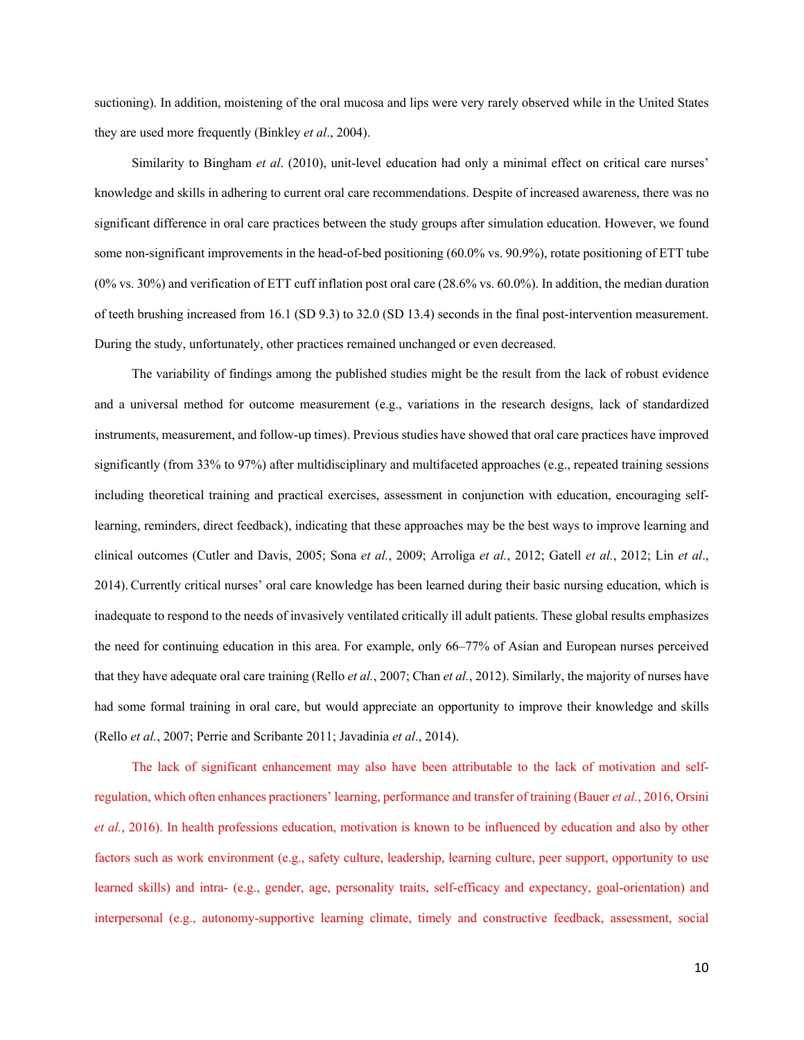suctioning). In addition, moistening of the oral mucosa and lips were very rarely observed while in the United States they are used more frequently (Binkley *et al*., 2004).

Similarity to Bingham *et al*. (2010), unit-level education had only a minimal effect on critical care nurses' knowledge and skills in adhering to current oral care recommendations. Despite of increased awareness, there was no significant difference in oral care practices between the study groups after simulation education. However, we found some non-significant improvements in the head-of-bed positioning (60.0% vs. 90.9%), rotate positioning of ETT tube (0% vs. 30%) and verification of ETT cuff inflation post oral care (28.6% vs. 60.0%). In addition, the median duration of teeth brushing increased from 16.1 (SD 9.3) to 32.0 (SD 13.4) seconds in the final post-intervention measurement. During the study, unfortunately, other practices remained unchanged or even decreased.

The variability of findings among the published studies might be the result from the lack of robust evidence and a universal method for outcome measurement (e.g., variations in the research designs, lack of standardized instruments, measurement, and follow-up times). Previous studies have showed that oral care practices have improved significantly (from 33% to 97%) after multidisciplinary and multifaceted approaches (e.g., repeated training sessions including theoretical training and practical exercises, assessment in conjunction with education, encouraging self-learning, reminders, direct feedback), indicating that these approaches may be the best ways to improve learning and clinical outcomes (Cutler and Davis, 2005; Sona *et al.*, 2009; Arroliga *et al.*, 2012; Gatell *et al.*, 2012; Lin *et al*., 2014). Currently critical nurses' oral care knowledge has been learned during their basic nursing education, which is inadequate to respond to the needs of invasively ventilated critically ill adult patients. These global results emphasizes the need for continuing education in this area. For example, only 66–77% of Asian and European nurses perceived that they have adequate oral care training (Rello *et al.*, 2007; Chan *et al.*, 2012). Similarly, the majority of nurses have had some formal training in oral care, but would appreciate an opportunity to improve their knowledge and skills (Rello *et al.*, 2007; Perrie and Scribante 2011; Javadinia *et al*., 2014).

The lack of significant enhancement may also have been attributable to the lack of motivation and self-regulation, which often enhances practioners' learning, performance and transfer of training (Bauer *et al.*, 2016, Orsini *et al.*, 2016). In health professions education, motivation is known to be influenced by education and also by other factors such as work environment (e.g., safety culture, leadership, learning culture, peer support, opportunity to use learned skills) and intra- (e.g., gender, age, personality traits, self-efficacy and expectancy, goal-orientation) and interpersonal (e.g., autonomy-supportive learning climate, timely and constructive feedback, assessment, social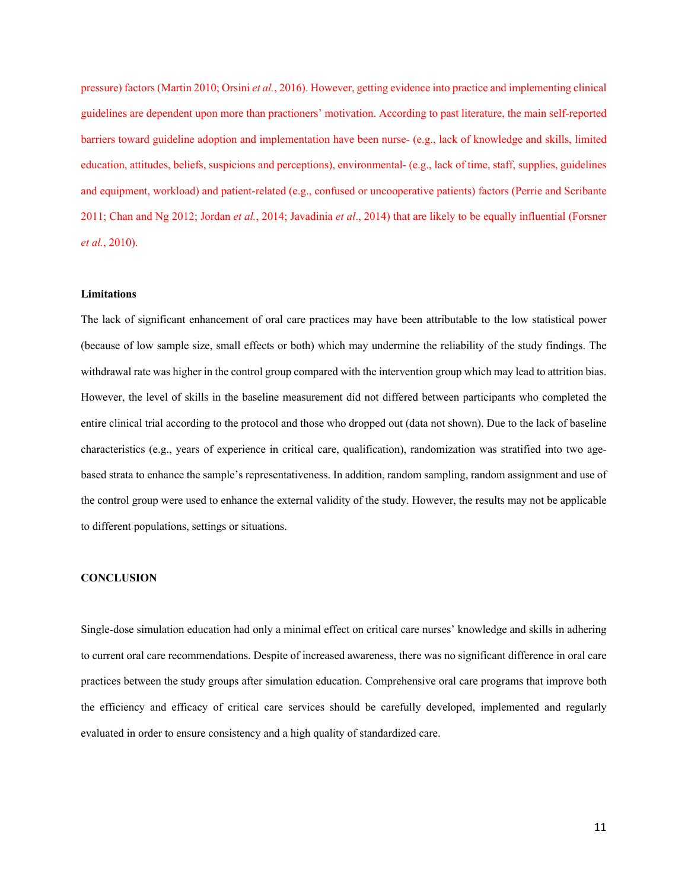pressure) factors (Martin 2010; Orsini *et al.*, 2016). However, getting evidence into practice and implementing clinical guidelines are dependent upon more than practioners' motivation. According to past literature, the main self-reported barriers toward guideline adoption and implementation have been nurse- (e.g., lack of knowledge and skills, limited education, attitudes, beliefs, suspicions and perceptions), environmental- (e.g., lack of time, staff, supplies, guidelines and equipment, workload) and patient-related (e.g., confused or uncooperative patients) factors (Perrie and Scribante 2011; Chan and Ng 2012; Jordan *et al.*, 2014; Javadinia *et al*., 2014) that are likely to be equally influential (Forsner *et al.*, 2010).

### Limitations

The lack of significant enhancement of oral care practices may have been attributable to the low statistical power (because of low sample size, small effects or both) which may undermine the reliability of the study findings. The withdrawal rate was higher in the control group compared with the intervention group which may lead to attrition bias. However, the level of skills in the baseline measurement did not differed between participants who completed the entire clinical trial according to the protocol and those who dropped out (data not shown). Due to the lack of baseline characteristics (e.g., years of experience in critical care, qualification), randomization was stratified into two age-based strata to enhance the sample's representativeness. In addition, random sampling, random assignment and use of the control group were used to enhance the external validity of the study. However, the results may not be applicable to different populations, settings or situations.

## CONCLUSION

Single-dose simulation education had only a minimal effect on critical care nurses' knowledge and skills in adhering to current oral care recommendations. Despite of increased awareness, there was no significant difference in oral care practices between the study groups after simulation education. Comprehensive oral care programs that improve both the efficiency and efficacy of critical care services should be carefully developed, implemented and regularly evaluated in order to ensure consistency and a high quality of standardized care.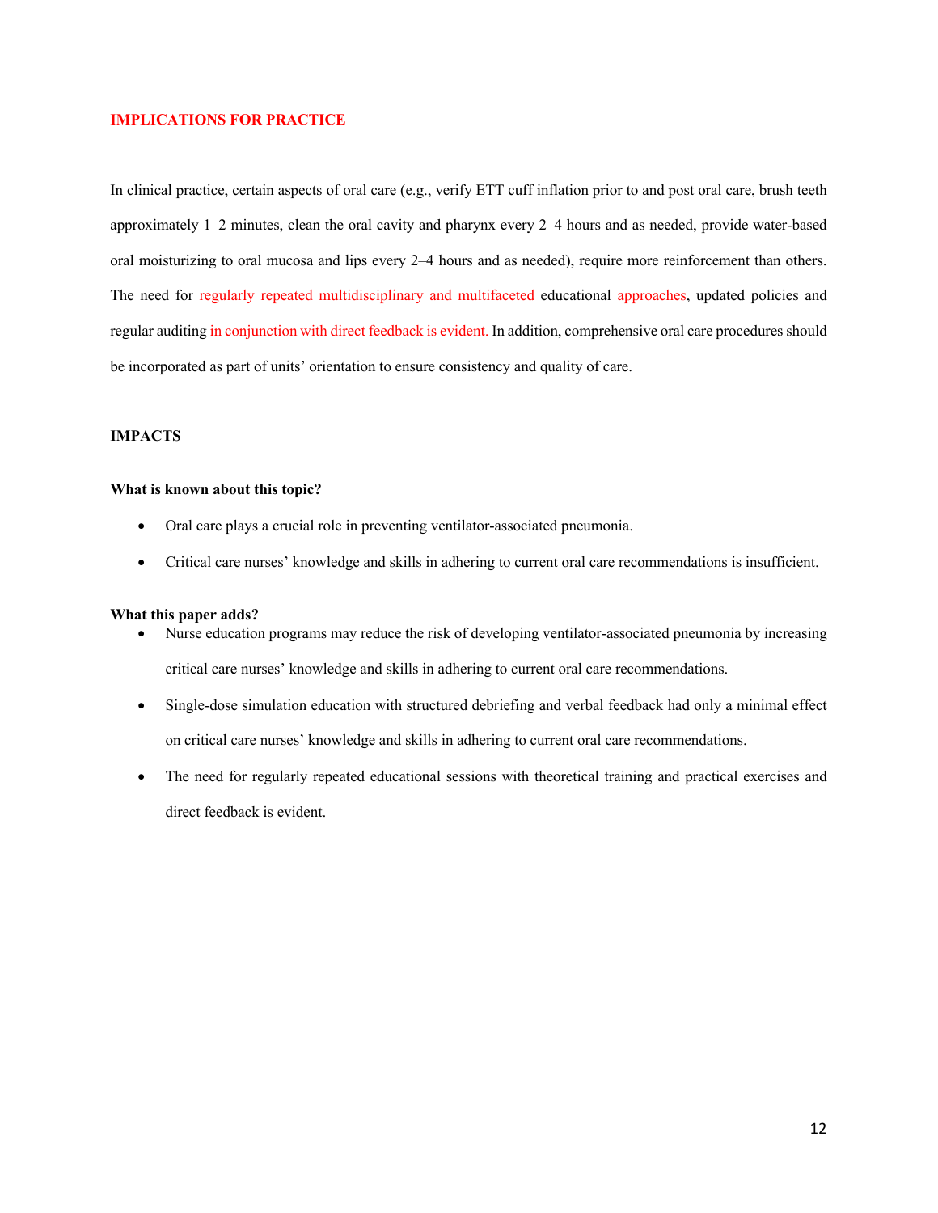## IMPLICATIONS FOR PRACTICE

In clinical practice, certain aspects of oral care (e.g., verify ETT cuff inflation prior to and post oral care, brush teeth approximately 1–2 minutes, clean the oral cavity and pharynx every 2–4 hours and as needed, provide water-based oral moisturizing to oral mucosa and lips every 2–4 hours and as needed), require more reinforcement than others. The need for regularly repeated multidisciplinary and multifaceted educational approaches, updated policies and regular auditing in conjunction with direct feedback is evident. In addition, comprehensive oral care procedures should be incorporated as part of units' orientation to ensure consistency and quality of care.

## IMPACTS

### What is known about this topic?

- Oral care plays a crucial role in preventing ventilator-associated pneumonia.
- Critical care nurses' knowledge and skills in adhering to current oral care recommendations is insufficient.

### What this paper adds?

- Nurse education programs may reduce the risk of developing ventilator-associated pneumonia by increasing critical care nurses' knowledge and skills in adhering to current oral care recommendations.
- Single-dose simulation education with structured debriefing and verbal feedback had only a minimal effect on critical care nurses' knowledge and skills in adhering to current oral care recommendations.
- The need for regularly repeated educational sessions with theoretical training and practical exercises and direct feedback is evident.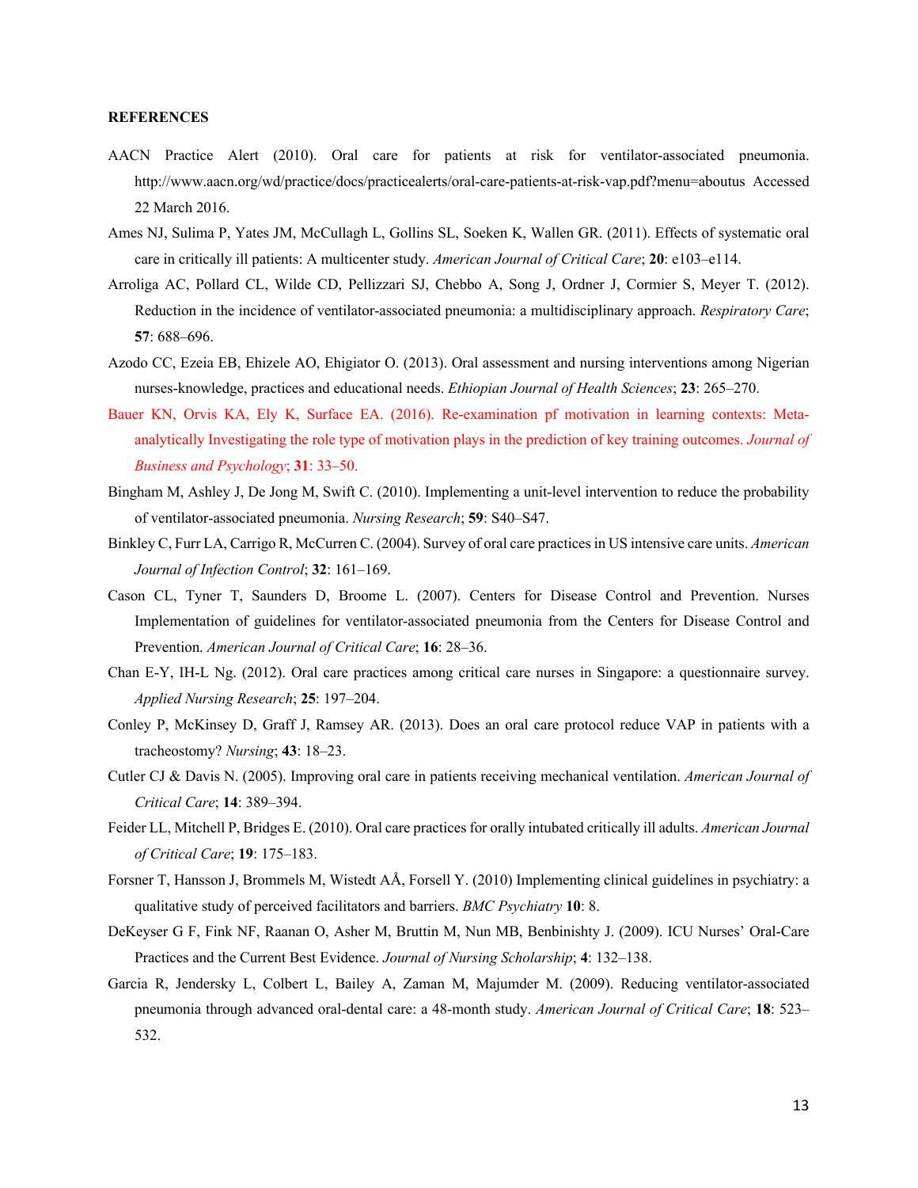**REFERENCES**

AACN Practice Alert (2010). Oral care for patients at risk for ventilator-associated pneumonia. http://www.aacn.org/wd/practice/docs/practicealerts/oral-care-patients-at-risk-vap.pdf?menu=aboutus Accessed 22 March 2016.

Ames NJ, Sulima P, Yates JM, McCullagh L, Gollins SL, Soeken K, Wallen GR. (2011). Effects of systematic oral care in critically ill patients: A multicenter study. *American Journal of Critical Care*; **20**: e103–e114.

Arroliga AC, Pollard CL, Wilde CD, Pellizzari SJ, Chebbo A, Song J, Ordner J, Cormier S, Meyer T. (2012). Reduction in the incidence of ventilator-associated pneumonia: a multidisciplinary approach. *Respiratory Care*; **57**: 688–696.

Azodo CC, Ezeia EB, Ehizele AO, Ehigiator O. (2013). Oral assessment and nursing interventions among Nigerian nurses-knowledge, practices and educational needs. *Ethiopian Journal of Health Sciences*; **23**: 265–270.

Bauer KN, Orvis KA, Ely K, Surface EA. (2016). Re-examination pf motivation in learning contexts: Meta-analytically Investigating the role type of motivation plays in the prediction of key training outcomes. *Journal of Business and Psychology*; **31**: 33–50.

Bingham M, Ashley J, De Jong M, Swift C. (2010). Implementing a unit-level intervention to reduce the probability of ventilator-associated pneumonia. *Nursing Research*; **59**: S40–S47.

Binkley C, Furr LA, Carrigo R, McCurren C. (2004). Survey of oral care practices in US intensive care units. *American Journal of Infection Control*; **32**: 161–169.

Cason CL, Tyner T, Saunders D, Broome L. (2007). Centers for Disease Control and Prevention. Nurses Implementation of guidelines for ventilator-associated pneumonia from the Centers for Disease Control and Prevention. *American Journal of Critical Care*; **16**: 28–36.

Chan E-Y, IH-L Ng. (2012). Oral care practices among critical care nurses in Singapore: a questionnaire survey. *Applied Nursing Research*; **25**: 197–204.

Conley P, McKinsey D, Graff J, Ramsey AR. (2013). Does an oral care protocol reduce VAP in patients with a tracheostomy? *Nursing*; **43**: 18–23.

Cutler CJ & Davis N. (2005). Improving oral care in patients receiving mechanical ventilation. *American Journal of Critical Care*; **14**: 389–394.

Feider LL, Mitchell P, Bridges E. (2010). Oral care practices for orally intubated critically ill adults. *American Journal of Critical Care*; **19**: 175–183.

Forsner T, Hansson J, Brommels M, Wistedt AÅ, Forsell Y. (2010) Implementing clinical guidelines in psychiatry: a qualitative study of perceived facilitators and barriers. *BMC Psychiatry* **10**: 8.

DeKeyser G F, Fink NF, Raanan O, Asher M, Bruttin M, Nun MB, Benbinishty J. (2009). ICU Nurses' Oral-Care Practices and the Current Best Evidence. *Journal of Nursing Scholarship*; **4**: 132–138.

Garcia R, Jendersky L, Colbert L, Bailey A, Zaman M, Majumder M. (2009). Reducing ventilator-associated pneumonia through advanced oral-dental care: a 48-month study. *American Journal of Critical Care*; **18**: 523–532.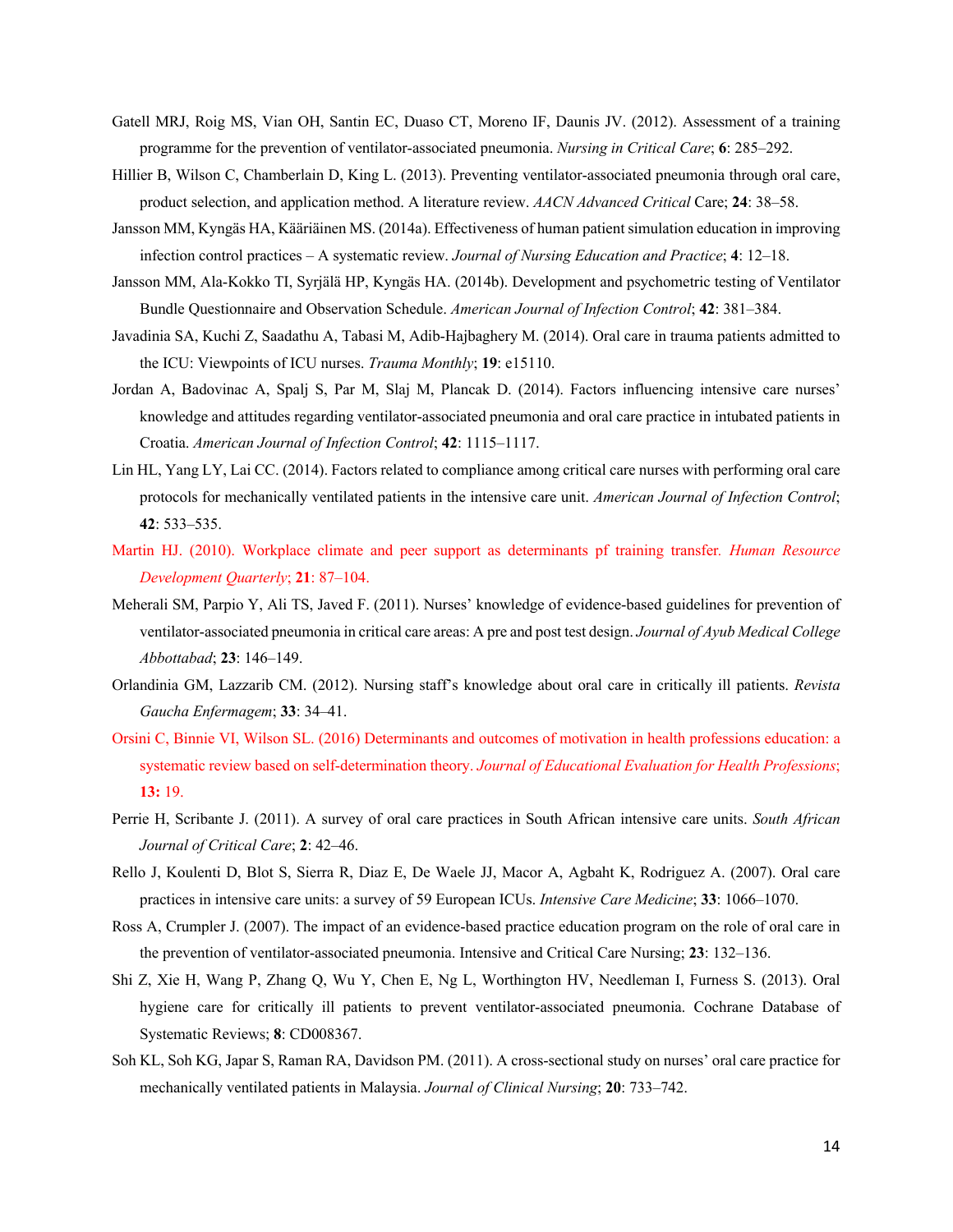Gatell MRJ, Roig MS, Vian OH, Santin EC, Duaso CT, Moreno IF, Daunis JV. (2012). Assessment of a training programme for the prevention of ventilator-associated pneumonia. *Nursing in Critical Care*; **6**: 285–292.

Hillier B, Wilson C, Chamberlain D, King L. (2013). Preventing ventilator-associated pneumonia through oral care, product selection, and application method. A literature review. *AACN Advanced Critical* Care; **24**: 38–58.

Jansson MM, Kyngäs HA, Kääriäinen MS. (2014a). Effectiveness of human patient simulation education in improving infection control practices – A systematic review. *Journal of Nursing Education and Practice*; **4**: 12–18.

Jansson MM, Ala-Kokko TI, Syrjälä HP, Kyngäs HA. (2014b). Development and psychometric testing of Ventilator Bundle Questionnaire and Observation Schedule. *American Journal of Infection Control*; **42**: 381–384.

Javadinia SA, Kuchi Z, Saadathu A, Tabasi M, Adib-Hajbaghery M. (2014). Oral care in trauma patients admitted to the ICU: Viewpoints of ICU nurses. *Trauma Monthly*; **19**: e15110.

Jordan A, Badovinac A, Spalj S, Par M, Slaj M, Plancak D. (2014). Factors influencing intensive care nurses' knowledge and attitudes regarding ventilator-associated pneumonia and oral care practice in intubated patients in Croatia. *American Journal of Infection Control*; **42**: 1115–1117.

Lin HL, Yang LY, Lai CC. (2014). Factors related to compliance among critical care nurses with performing oral care protocols for mechanically ventilated patients in the intensive care unit. *American Journal of Infection Control*; **42**: 533–535.

Martin HJ. (2010). Workplace climate and peer support as determinants pf training transfer. *Human Resource Development Quarterly*; **21**: 87–104.

Meherali SM, Parpio Y, Ali TS, Javed F. (2011). Nurses' knowledge of evidence-based guidelines for prevention of ventilator-associated pneumonia in critical care areas: A pre and post test design. *Journal of Ayub Medical College Abbottabad*; **23**: 146–149.

Orlandinia GM, Lazzarib CM. (2012). Nursing staff's knowledge about oral care in critically ill patients. *Revista Gaucha Enfermagem*; **33**: 34–41.

Orsini C, Binnie VI, Wilson SL. (2016) Determinants and outcomes of motivation in health professions education: a systematic review based on self-determination theory. *Journal of Educational Evaluation for Health Professions*; **13:** 19.

Perrie H, Scribante J. (2011). A survey of oral care practices in South African intensive care units. *South African Journal of Critical Care*; **2**: 42–46.

Rello J, Koulenti D, Blot S, Sierra R, Diaz E, De Waele JJ, Macor A, Agbaht K, Rodriguez A. (2007). Oral care practices in intensive care units: a survey of 59 European ICUs. *Intensive Care Medicine*; **33**: 1066–1070.

Ross A, Crumpler J. (2007). The impact of an evidence-based practice education program on the role of oral care in the prevention of ventilator-associated pneumonia. Intensive and Critical Care Nursing; **23**: 132–136.

Shi Z, Xie H, Wang P, Zhang Q, Wu Y, Chen E, Ng L, Worthington HV, Needleman I, Furness S. (2013). Oral hygiene care for critically ill patients to prevent ventilator-associated pneumonia. Cochrane Database of Systematic Reviews; **8**: CD008367.

Soh KL, Soh KG, Japar S, Raman RA, Davidson PM. (2011). A cross-sectional study on nurses' oral care practice for mechanically ventilated patients in Malaysia. *Journal of Clinical Nursing*; **20**: 733–742.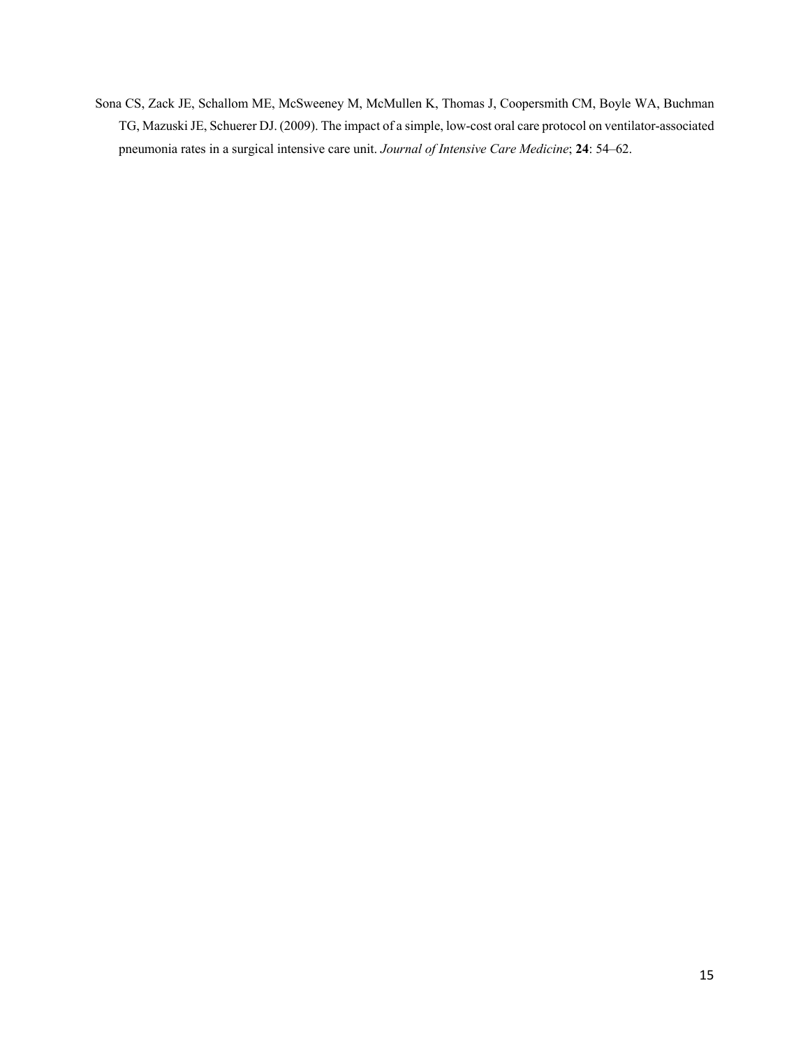Sona CS, Zack JE, Schallom ME, McSweeney M, McMullen K, Thomas J, Coopersmith CM, Boyle WA, Buchman TG, Mazuski JE, Schuerer DJ. (2009). The impact of a simple, low-cost oral care protocol on ventilator-associated pneumonia rates in a surgical intensive care unit. *Journal of Intensive Care Medicine*; **24**: 54–62.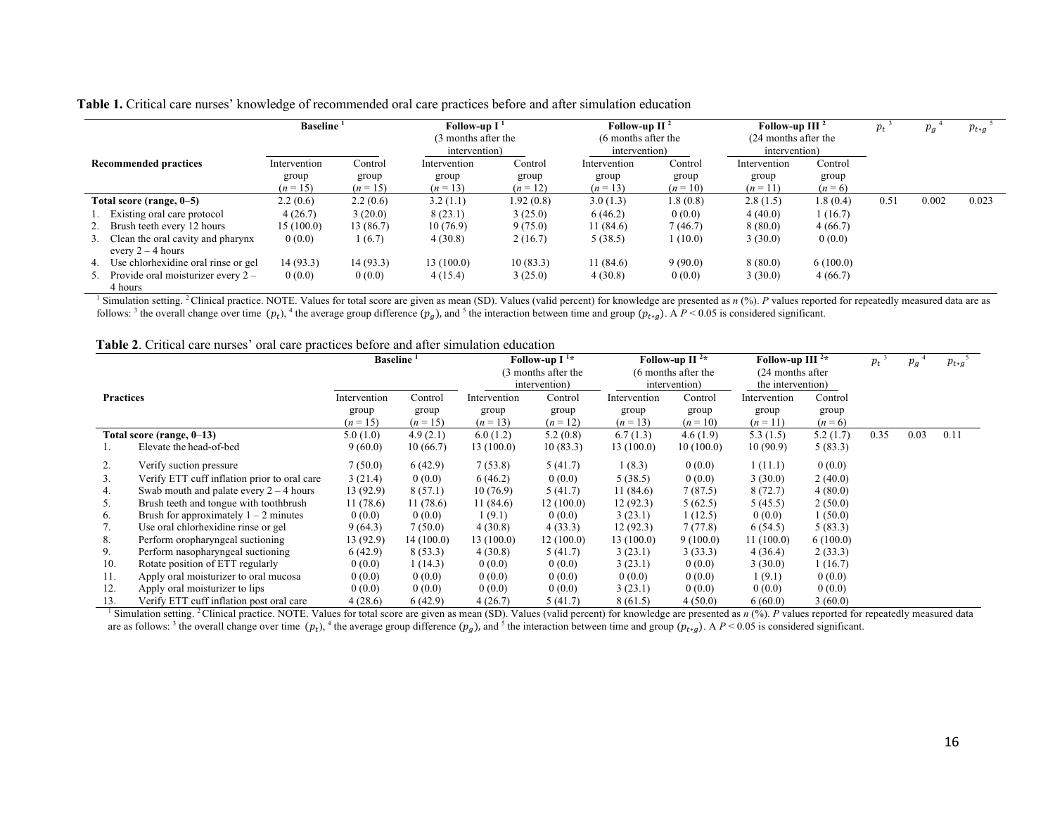**Table 1.** Critical care nurses' knowledge of recommended oral care practices before and after simulation education

| Recommended practices | Baseline [1] | | Follow-up I [1] (3 months after the intervention) | | Follow-up II [2] (6 months after the intervention) | | Follow-up III [2] (24 months after the intervention) | | $p_t$ [3] | $p_g$ [4] | $p_{t*g}$ [5] |
|---|---|---|---|---|---|---|---|---|---|---|---|
| | Intervention group ($n$ = 15) | Control group ($n$ = 15) | Intervention group ($n$ = 13) | Control group ($n$ = 12) | Intervention group ($n$ = 13) | Control group ($n$ = 10) | Intervention group ($n$ = 11) | Control group ($n$ = 6) | | | |
| **Total score (range, 0–5)** | 2.2 (0.6) | 2.2 (0.6) | 3.2 (1.1) | 1.92 (0.8) | 3.0 (1.3) | 1.8 (0.8) | 2.8 (1.5) | 1.8 (0.4) | 0.51 | 0.002 | 0.023 |
| 1. Existing oral care protocol | 4 (26.7) | 3 (20.0) | 8 (23.1) | 3 (25.0) | 6 (46.2) | 0 (0.0) | 4 (40.0) | 1 (16.7) | | | |
| 2. Brush teeth every 12 hours | 15 (100.0) | 13 (86.7) | 10 (76.9) | 9 (75.0) | 11 (84.6) | 7 (46.7) | 8 (80.0) | 4 (66.7) | | | |
| 3. Clean the oral cavity and pharynx every 2 – 4 hours | 0 (0.0) | 1 (6.7) | 4 (30.8) | 2 (16.7) | 5 (38.5) | 1 (10.0) | 3 (30.0) | 0 (0.0) | | | |
| 4. Use chlorhexidine oral rinse or gel | 14 (93.3) | 14 (93.3) | 13 (100.0) | 10 (83.3) | 11 (84.6) | 9 (90.0) | 8 (80.0) | 6 (100.0) | | | |
| 5. Provide oral moisturizer every 2 – 4 hours | 0 (0.0) | 0 (0.0) | 4 (15.4) | 3 (25.0) | 4 (30.8) | 0 (0.0) | 3 (30.0) | 4 (66.7) | | | |

[1] Simulation setting. [2] Clinical practice. NOTE. Values for total score are given as mean (SD). Values (valid percent) for knowledge are presented as $n$ (%). $P$ values reported for repeatedly measured data are as follows: [3] the overall change over time ($p_t$), [4] the average group difference ($p_g$), and [5] the interaction between time and group ($p_{t*g}$). A $P < 0.05$ is considered significant.

**Table 2**. Critical care nurses' oral care practices before and after simulation education

| Practices | Baseline [1] | | Follow-up I [1]* (3 months after the intervention) | | Follow-up II [2]* (6 months after the intervention) | | Follow-up III [2]* (24 months after the intervention) | | $p_t$ [3] | $p_g$ [4] | $p_{t*g}$ [5] |
|---|---|---|---|---|---|---|---|---|---|---|---|
| | Intervention group ($n$ = 15) | Control group ($n$ = 15) | Intervention group ($n$ = 13) | Control group ($n$ = 12) | Intervention group ($n$ = 13) | Control group ($n$ = 10) | Intervention group ($n$ = 11) | Control group ($n$ = 6) | | | |
| **Total score (range, 0–13)** | 5.0 (1.0) | 4.9 (2.1) | 6.0 (1.2) | 5.2 (0.8) | 6.7 (1.3) | 4.6 (1.9) | 5.3 (1.5) | 5.2 (1.7) | 0.35 | 0.03 | 0.11 |
| 1. Elevate the head-of-bed | 9 (60.0) | 10 (66.7) | 13 (100.0) | 10 (83.3) | 13 (100.0) | 10 (100.0) | 10 (90.9) | 5 (83.3) | | | |
| 2. Verify suction pressure | 7 (50.0) | 6 (42.9) | 7 (53.8) | 5 (41.7) | 1 (8.3) | 0 (0.0) | 1 (11.1) | 0 (0.0) | | | |
| 3. Verify ETT cuff inflation prior to oral care | 3 (21.4) | 0 (0.0) | 6 (46.2) | 0 (0.0) | 5 (38.5) | 0 (0.0) | 3 (30.0) | 2 (40.0) | | | |
| 4. Swab mouth and palate every 2 – 4 hours | 13 (92.9) | 8 (57.1) | 10 (76.9) | 5 (41.7) | 11 (84.6) | 7 (87.5) | 8 (72.7) | 4 (80.0) | | | |
| 5. Brush teeth and tongue with toothbrush | 11 (78.6) | 11 (78.6) | 11 (84.6) | 12 (100.0) | 12 (92.3) | 5 (62.5) | 5 (45.5) | 2 (50.0) | | | |
| 6. Brush for approximately 1 – 2 minutes | 0 (0.0) | 0 (0.0) | 1 (9.1) | 0 (0.0) | 3 (23.1) | 1 (12.5) | 0 (0.0) | 1 (50.0) | | | |
| 7. Use oral chlorhexidine rinse or gel | 9 (64.3) | 7 (50.0) | 4 (30.8) | 4 (33.3) | 12 (92.3) | 7 (77.8) | 6 (54.5) | 5 (83.3) | | | |
| 8. Perform oropharyngeal suctioning | 13 (92.9) | 14 (100.0) | 13 (100.0) | 12 (100.0) | 13 (100.0) | 9 (100.0) | 11 (100.0) | 6 (100.0) | | | |
| 9. Perform nasopharyngeal suctioning | 6 (42.9) | 8 (53.3) | 4 (30.8) | 5 (41.7) | 3 (23.1) | 3 (33.3) | 4 (36.4) | 2 (33.3) | | | |
| 10. Rotate position of ETT regularly | 0 (0.0) | 1 (14.3) | 0 (0.0) | 0 (0.0) | 3 (23.1) | 0 (0.0) | 3 (30.0) | 1 (16.7) | | | |
| 11. Apply oral moisturizer to oral mucosa | 0 (0.0) | 0 (0.0) | 0 (0.0) | 0 (0.0) | 0 (0.0) | 0 (0.0) | 1 (9.1) | 0 (0.0) | | | |
| 12. Apply oral moisturizer to lips | 0 (0.0) | 0 (0.0) | 0 (0.0) | 0 (0.0) | 3 (23.1) | 0 (0.0) | 0 (0.0) | 0 (0.0) | | | |
| 13. Verify ETT cuff inflation post oral care | 4 (28.6) | 6 (42.9) | 4 (26.7) | 5 (41.7) | 8 (61.5) | 4 (50.0) | 6 (60.0) | 3 (60.0) | | | |

[1] Simulation setting. [2] Clinical practice. NOTE. Values for total score are given as mean (SD). Values (valid percent) for knowledge are presented as $n$ (%). $P$ values reported for repeatedly measured data are as follows: [3] the overall change over time ($p_t$), [4] the average group difference ($p_g$), and [5] the interaction between time and group ($p_{t*g}$). A $P < 0.05$ is considered significant.